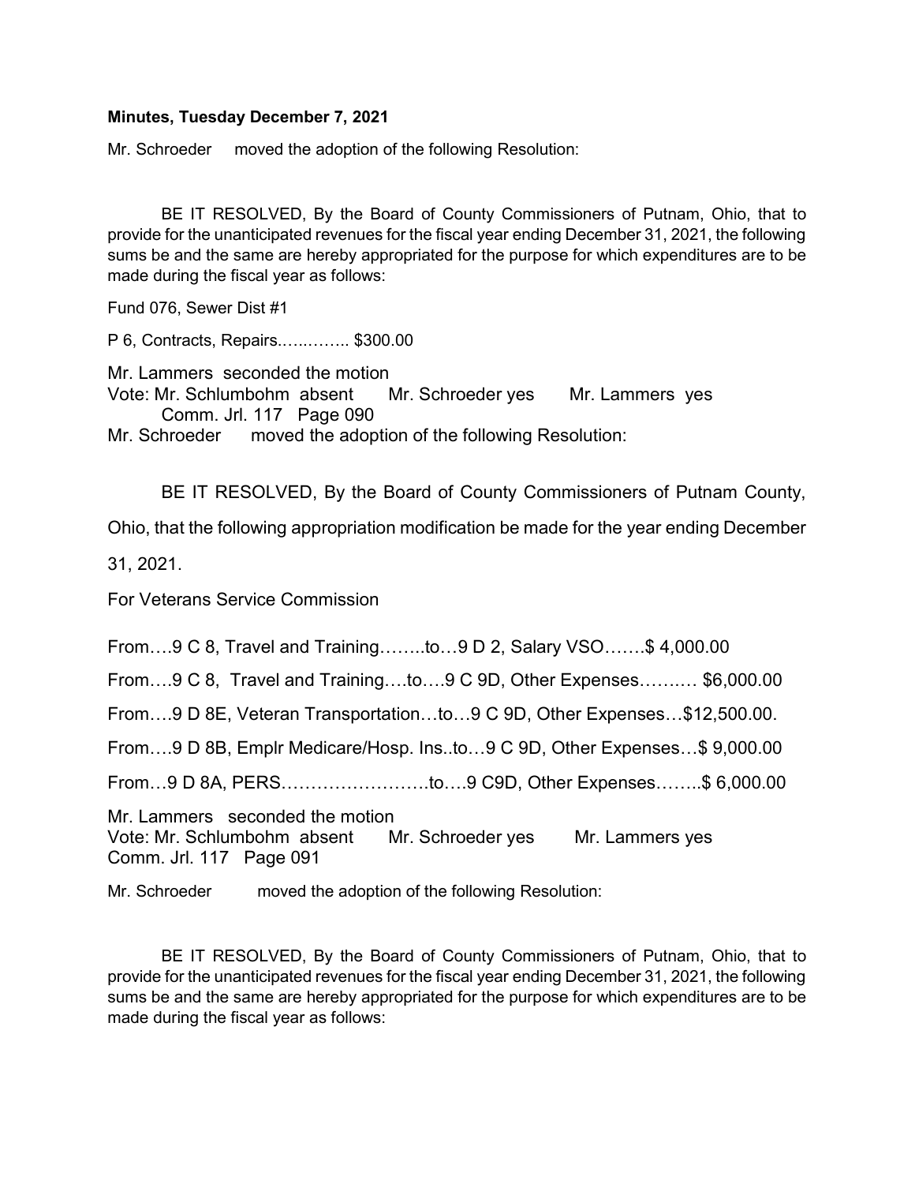**Minutes, Tuesday December 7, 2021**

Mr. Schroeder moved the adoption of the following Resolution:

BE IT RESOLVED, By the Board of County Commissioners of Putnam, Ohio, that to provide for the unanticipated revenues for the fiscal year ending December 31, 2021, the following sums be and the same are hereby appropriated for the purpose for which expenditures are to be made during the fiscal year as follows:

Fund 076, Sewer Dist #1

P 6, Contracts, Repairs………….. $300.00

Mr. Lammers seconded the motion
Vote: Mr. Schlumbohm absent Mr. Schroeder yes Mr. Lammers yes
Comm. Jrl. 117 Page 090

Mr. Schroeder moved the adoption of the following Resolution:

BE IT RESOLVED, By the Board of County Commissioners of Putnam County, Ohio, that the following appropriation modification be made for the year ending December 31, 2021.

For Veterans Service Commission

From….9 C 8, Travel and Training……..to…9 D 2, Salary VSO…….$ 4,000.00

From….9 C 8, Travel and Training….to….9 C 9D, Other Expenses………. $6,000.00

From….9 D 8E, Veteran Transportation…to…9 C 9D, Other Expenses…$12,500.00.

From….9 D 8B, Emplr Medicare/Hosp. Ins..to…9 C 9D, Other Expenses…$ 9,000.00

From…9 D 8A, PERS…………………….to….9 C9D, Other Expenses……..$ 6,000.00

Mr. Lammers seconded the motion
Vote: Mr. Schlumbohm absent Mr. Schroeder yes Mr. Lammers yes
Comm. Jrl. 117 Page 091

Mr. Schroeder moved the adoption of the following Resolution:

BE IT RESOLVED, By the Board of County Commissioners of Putnam, Ohio, that to provide for the unanticipated revenues for the fiscal year ending December 31, 2021, the following sums be and the same are hereby appropriated for the purpose for which expenditures are to be made during the fiscal year as follows: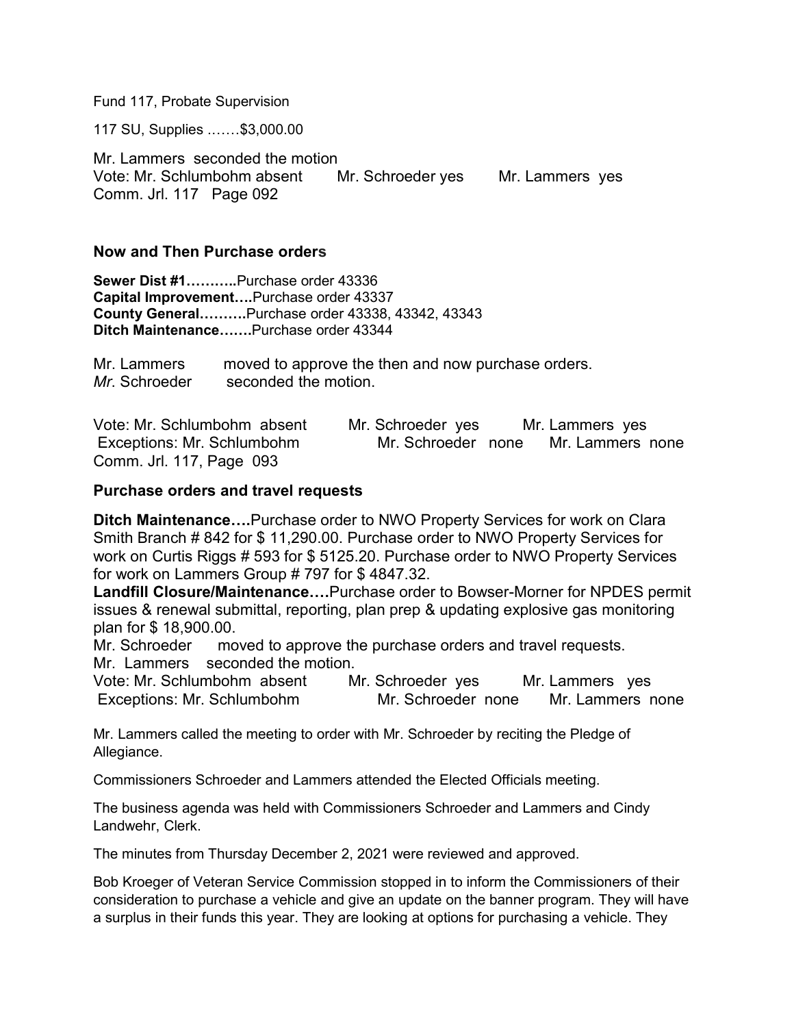Fund 117, Probate Supervision

117 SU, Supplies …….$3,000.00

Mr. Lammers seconded the motion
Vote: Mr. Schlumbohm absent Mr. Schroeder yes Mr. Lammers yes
Comm. Jrl. 117 Page 092

### Now and Then Purchase orders

**Sewer Dist #1………..**Purchase order 43336
**Capital Improvement….**Purchase order 43337
**County General……….**Purchase order 43338, 43342, 43343
**Ditch Maintenance…….**Purchase order 43344

Mr. Lammers moved to approve the then and now purchase orders.
*Mr*. Schroeder seconded the motion.

Vote: Mr. Schlumbohm absent Mr. Schroeder yes Mr. Lammers yes
Exceptions: Mr. Schlumbohm Mr. Schroeder none Mr. Lammers none
Comm. Jrl. 117, Page 093

### Purchase orders and travel requests

**Ditch Maintenance….**Purchase order to NWO Property Services for work on Clara Smith Branch # 842 for $ 11,290.00. Purchase order to NWO Property Services for work on Curtis Riggs # 593 for $ 5125.20. Purchase order to NWO Property Services for work on Lammers Group # 797 for $ 4847.32.
**Landfill Closure/Maintenance….**Purchase order to Bowser-Morner for NPDES permit issues & renewal submittal, reporting, plan prep & updating explosive gas monitoring plan for $ 18,900.00.
Mr. Schroeder moved to approve the purchase orders and travel requests.
Mr. Lammers seconded the motion.
Vote: Mr. Schlumbohm absent Mr. Schroeder yes Mr. Lammers yes
Exceptions: Mr. Schlumbohm Mr. Schroeder none Mr. Lammers none

Mr. Lammers called the meeting to order with Mr. Schroeder by reciting the Pledge of Allegiance.

Commissioners Schroeder and Lammers attended the Elected Officials meeting.

The business agenda was held with Commissioners Schroeder and Lammers and Cindy Landwehr, Clerk.

The minutes from Thursday December 2, 2021 were reviewed and approved.

Bob Kroeger of Veteran Service Commission stopped in to inform the Commissioners of their consideration to purchase a vehicle and give an update on the banner program. They will have a surplus in their funds this year. They are looking at options for purchasing a vehicle. They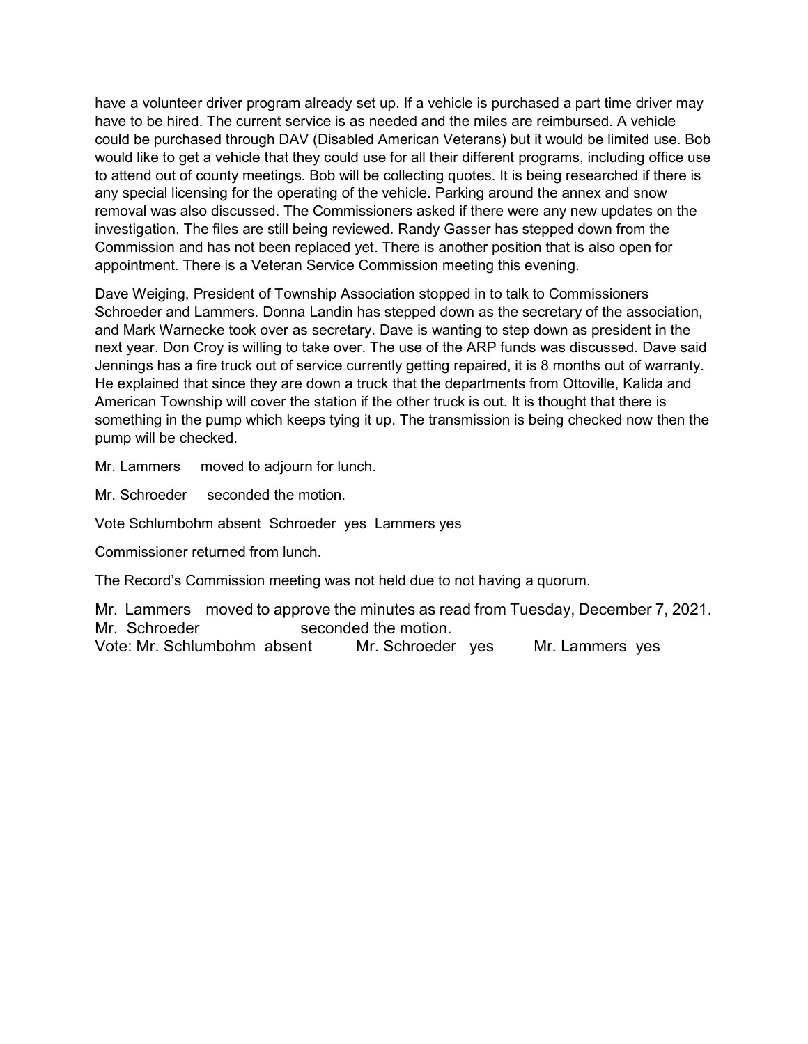have a volunteer driver program already set up. If a vehicle is purchased a part time driver may have to be hired. The current service is as needed and the miles are reimbursed. A vehicle could be purchased through DAV (Disabled American Veterans) but it would be limited use. Bob would like to get a vehicle that they could use for all their different programs, including office use to attend out of county meetings. Bob will be collecting quotes. It is being researched if there is any special licensing for the operating of the vehicle. Parking around the annex and snow removal was also discussed. The Commissioners asked if there were any new updates on the investigation. The files are still being reviewed. Randy Gasser has stepped down from the Commission and has not been replaced yet. There is another position that is also open for appointment. There is a Veteran Service Commission meeting this evening.

Dave Weiging, President of Township Association stopped in to talk to Commissioners Schroeder and Lammers. Donna Landin has stepped down as the secretary of the association, and Mark Warnecke took over as secretary. Dave is wanting to step down as president in the next year. Don Croy is willing to take over. The use of the ARP funds was discussed. Dave said Jennings has a fire truck out of service currently getting repaired, it is 8 months out of warranty. He explained that since they are down a truck that the departments from Ottoville, Kalida and American Township will cover the station if the other truck is out. It is thought that there is something in the pump which keeps tying it up. The transmission is being checked now then the pump will be checked.

Mr. Lammers moved to adjourn for lunch.

Mr. Schroeder seconded the motion.

Vote Schlumbohm absent Schroeder yes Lammers yes

Commissioner returned from lunch.

The Record's Commission meeting was not held due to not having a quorum.

Mr. Lammers moved to approve the minutes as read from Tuesday, December 7, 2021.
Mr. Schroeder seconded the motion.
Vote: Mr. Schlumbohm absent Mr. Schroeder yes Mr. Lammers yes